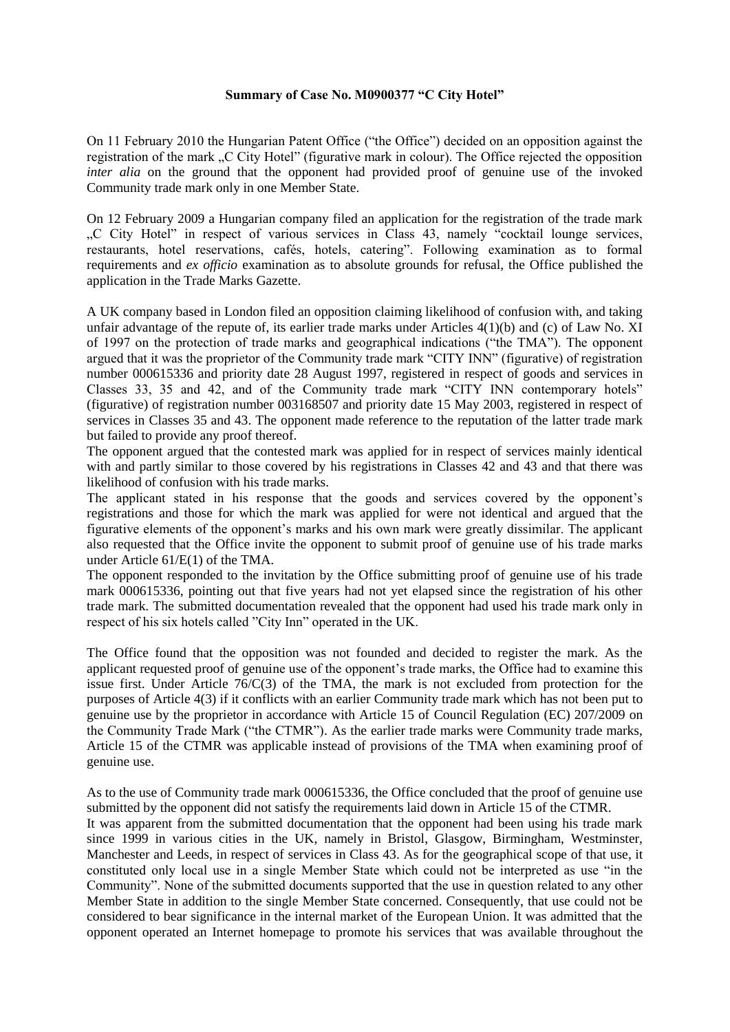**Summary of Case No. M0900377 "C City Hotel"**

On 11 February 2010 the Hungarian Patent Office ("the Office") decided on an opposition against the registration of the mark „C City Hotel" (figurative mark in colour). The Office rejected the opposition *inter alia* on the ground that the opponent had provided proof of genuine use of the invoked Community trade mark only in one Member State.

On 12 February 2009 a Hungarian company filed an application for the registration of the trade mark „C City Hotel" in respect of various services in Class 43, namely "cocktail lounge services, restaurants, hotel reservations, cafés, hotels, catering". Following examination as to formal requirements and *ex officio* examination as to absolute grounds for refusal, the Office published the application in the Trade Marks Gazette.

A UK company based in London filed an opposition claiming likelihood of confusion with, and taking unfair advantage of the repute of, its earlier trade marks under Articles 4(1)(b) and (c) of Law No. XI of 1997 on the protection of trade marks and geographical indications ("the TMA"). The opponent argued that it was the proprietor of the Community trade mark "CITY INN" (figurative) of registration number 000615336 and priority date 28 August 1997, registered in respect of goods and services in Classes 33, 35 and 42, and of the Community trade mark "CITY INN contemporary hotels" (figurative) of registration number 003168507 and priority date 15 May 2003, registered in respect of services in Classes 35 and 43. The opponent made reference to the reputation of the latter trade mark but failed to provide any proof thereof.

The opponent argued that the contested mark was applied for in respect of services mainly identical with and partly similar to those covered by his registrations in Classes 42 and 43 and that there was likelihood of confusion with his trade marks.

The applicant stated in his response that the goods and services covered by the opponent's registrations and those for which the mark was applied for were not identical and argued that the figurative elements of the opponent's marks and his own mark were greatly dissimilar. The applicant also requested that the Office invite the opponent to submit proof of genuine use of his trade marks under Article 61/E(1) of the TMA.

The opponent responded to the invitation by the Office submitting proof of genuine use of his trade mark 000615336, pointing out that five years had not yet elapsed since the registration of his other trade mark. The submitted documentation revealed that the opponent had used his trade mark only in respect of his six hotels called "City Inn" operated in the UK.

The Office found that the opposition was not founded and decided to register the mark. As the applicant requested proof of genuine use of the opponent's trade marks, the Office had to examine this issue first. Under Article 76/C(3) of the TMA, the mark is not excluded from protection for the purposes of Article 4(3) if it conflicts with an earlier Community trade mark which has not been put to genuine use by the proprietor in accordance with Article 15 of Council Regulation (EC) 207/2009 on the Community Trade Mark ("the CTMR"). As the earlier trade marks were Community trade marks, Article 15 of the CTMR was applicable instead of provisions of the TMA when examining proof of genuine use.

As to the use of Community trade mark 000615336, the Office concluded that the proof of genuine use submitted by the opponent did not satisfy the requirements laid down in Article 15 of the CTMR.

It was apparent from the submitted documentation that the opponent had been using his trade mark since 1999 in various cities in the UK, namely in Bristol, Glasgow, Birmingham, Westminster, Manchester and Leeds, in respect of services in Class 43. As for the geographical scope of that use, it constituted only local use in a single Member State which could not be interpreted as use "in the Community". None of the submitted documents supported that the use in question related to any other Member State in addition to the single Member State concerned. Consequently, that use could not be considered to bear significance in the internal market of the European Union. It was admitted that the opponent operated an Internet homepage to promote his services that was available throughout the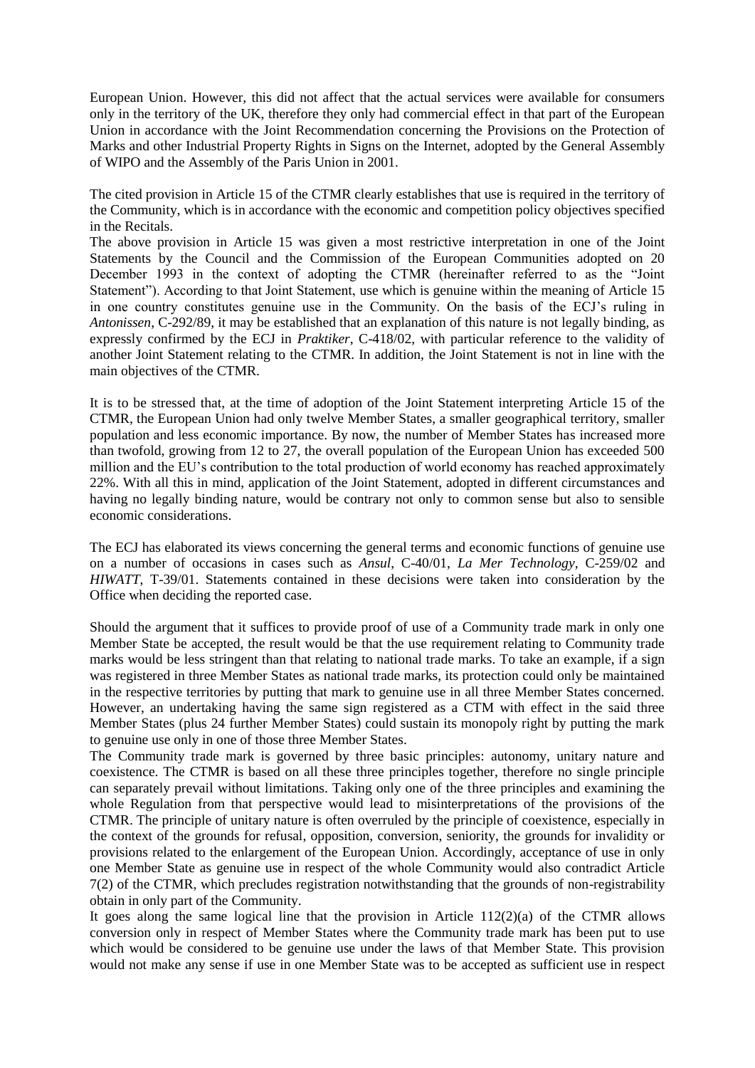European Union. However, this did not affect that the actual services were available for consumers only in the territory of the UK, therefore they only had commercial effect in that part of the European Union in accordance with the Joint Recommendation concerning the Provisions on the Protection of Marks and other Industrial Property Rights in Signs on the Internet, adopted by the General Assembly of WIPO and the Assembly of the Paris Union in 2001.

The cited provision in Article 15 of the CTMR clearly establishes that use is required in the territory of the Community, which is in accordance with the economic and competition policy objectives specified in the Recitals.

The above provision in Article 15 was given a most restrictive interpretation in one of the Joint Statements by the Council and the Commission of the European Communities adopted on 20 December 1993 in the context of adopting the CTMR (hereinafter referred to as the "Joint Statement"). According to that Joint Statement, use which is genuine within the meaning of Article 15 in one country constitutes genuine use in the Community. On the basis of the ECJ's ruling in *Antonissen*, C-292/89, it may be established that an explanation of this nature is not legally binding, as expressly confirmed by the ECJ in *Praktiker*, C-418/02, with particular reference to the validity of another Joint Statement relating to the CTMR. In addition, the Joint Statement is not in line with the main objectives of the CTMR.

It is to be stressed that, at the time of adoption of the Joint Statement interpreting Article 15 of the CTMR, the European Union had only twelve Member States, a smaller geographical territory, smaller population and less economic importance. By now, the number of Member States has increased more than twofold, growing from 12 to 27, the overall population of the European Union has exceeded 500 million and the EU's contribution to the total production of world economy has reached approximately 22%. With all this in mind, application of the Joint Statement, adopted in different circumstances and having no legally binding nature, would be contrary not only to common sense but also to sensible economic considerations.

The ECJ has elaborated its views concerning the general terms and economic functions of genuine use on a number of occasions in cases such as *Ansul*, C-40/01, *La Mer Technology*, C-259/02 and *HIWATT*, T-39/01. Statements contained in these decisions were taken into consideration by the Office when deciding the reported case.

Should the argument that it suffices to provide proof of use of a Community trade mark in only one Member State be accepted, the result would be that the use requirement relating to Community trade marks would be less stringent than that relating to national trade marks. To take an example, if a sign was registered in three Member States as national trade marks, its protection could only be maintained in the respective territories by putting that mark to genuine use in all three Member States concerned. However, an undertaking having the same sign registered as a CTM with effect in the said three Member States (plus 24 further Member States) could sustain its monopoly right by putting the mark to genuine use only in one of those three Member States.

The Community trade mark is governed by three basic principles: autonomy, unitary nature and coexistence. The CTMR is based on all these three principles together, therefore no single principle can separately prevail without limitations. Taking only one of the three principles and examining the whole Regulation from that perspective would lead to misinterpretations of the provisions of the CTMR. The principle of unitary nature is often overruled by the principle of coexistence, especially in the context of the grounds for refusal, opposition, conversion, seniority, the grounds for invalidity or provisions related to the enlargement of the European Union. Accordingly, acceptance of use in only one Member State as genuine use in respect of the whole Community would also contradict Article 7(2) of the CTMR, which precludes registration notwithstanding that the grounds of non-registrability obtain in only part of the Community.

It goes along the same logical line that the provision in Article 112(2)(a) of the CTMR allows conversion only in respect of Member States where the Community trade mark has been put to use which would be considered to be genuine use under the laws of that Member State. This provision would not make any sense if use in one Member State was to be accepted as sufficient use in respect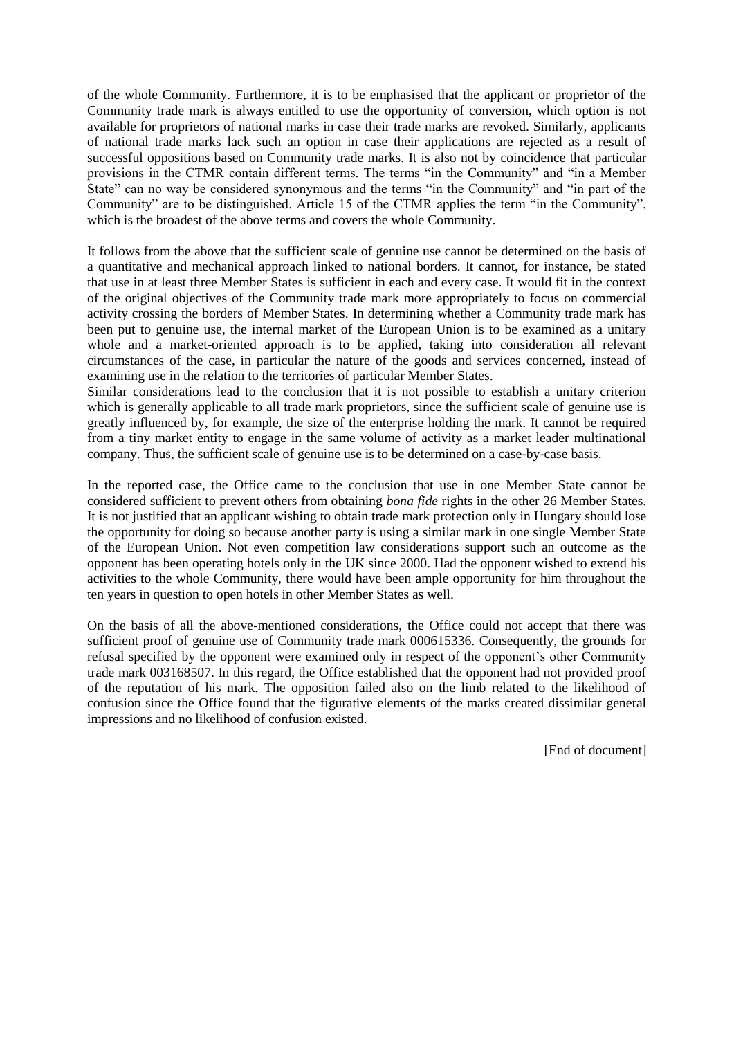of the whole Community. Furthermore, it is to be emphasised that the applicant or proprietor of the Community trade mark is always entitled to use the opportunity of conversion, which option is not available for proprietors of national marks in case their trade marks are revoked. Similarly, applicants of national trade marks lack such an option in case their applications are rejected as a result of successful oppositions based on Community trade marks. It is also not by coincidence that particular provisions in the CTMR contain different terms. The terms "in the Community" and "in a Member State" can no way be considered synonymous and the terms "in the Community" and "in part of the Community" are to be distinguished. Article 15 of the CTMR applies the term "in the Community", which is the broadest of the above terms and covers the whole Community.

It follows from the above that the sufficient scale of genuine use cannot be determined on the basis of a quantitative and mechanical approach linked to national borders. It cannot, for instance, be stated that use in at least three Member States is sufficient in each and every case. It would fit in the context of the original objectives of the Community trade mark more appropriately to focus on commercial activity crossing the borders of Member States. In determining whether a Community trade mark has been put to genuine use, the internal market of the European Union is to be examined as a unitary whole and a market-oriented approach is to be applied, taking into consideration all relevant circumstances of the case, in particular the nature of the goods and services concerned, instead of examining use in the relation to the territories of particular Member States.

Similar considerations lead to the conclusion that it is not possible to establish a unitary criterion which is generally applicable to all trade mark proprietors, since the sufficient scale of genuine use is greatly influenced by, for example, the size of the enterprise holding the mark. It cannot be required from a tiny market entity to engage in the same volume of activity as a market leader multinational company. Thus, the sufficient scale of genuine use is to be determined on a case-by-case basis.

In the reported case, the Office came to the conclusion that use in one Member State cannot be considered sufficient to prevent others from obtaining *bona fide* rights in the other 26 Member States. It is not justified that an applicant wishing to obtain trade mark protection only in Hungary should lose the opportunity for doing so because another party is using a similar mark in one single Member State of the European Union. Not even competition law considerations support such an outcome as the opponent has been operating hotels only in the UK since 2000. Had the opponent wished to extend his activities to the whole Community, there would have been ample opportunity for him throughout the ten years in question to open hotels in other Member States as well.

On the basis of all the above-mentioned considerations, the Office could not accept that there was sufficient proof of genuine use of Community trade mark 000615336. Consequently, the grounds for refusal specified by the opponent were examined only in respect of the opponent's other Community trade mark 003168507. In this regard, the Office established that the opponent had not provided proof of the reputation of his mark. The opposition failed also on the limb related to the likelihood of confusion since the Office found that the figurative elements of the marks created dissimilar general impressions and no likelihood of confusion existed.

[End of document]